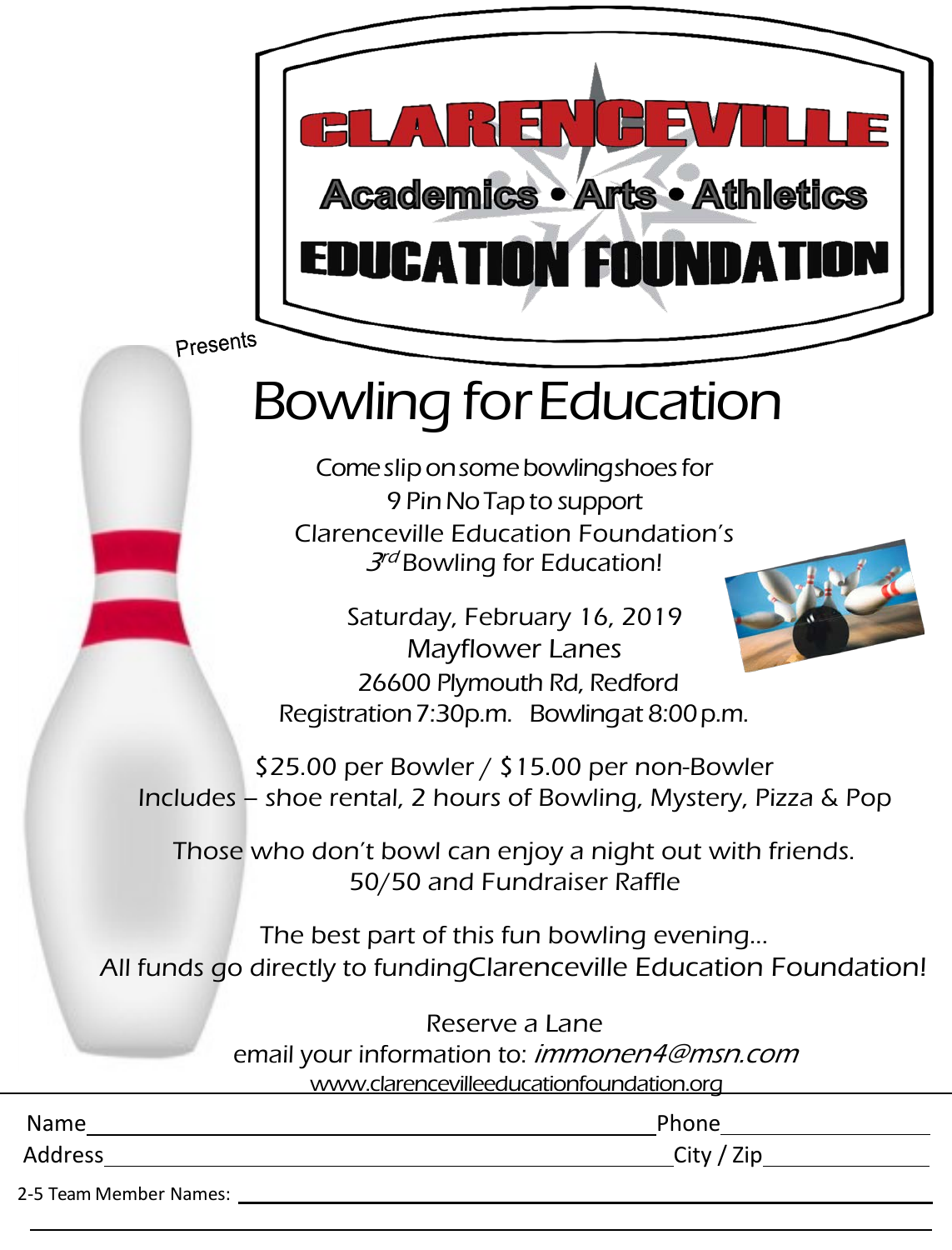# CLARENCEVILLE

## Academics • Arts • Athletics

## EDUCATION FOUNDATION

Presents

# Bowling for Education

Come slip on some bowling shoes for
9 Pin No Tap to support
Clarenceville Education Foundation's
*3rd* Bowling for Education!

Saturday, February 16, 2019
Mayflower Lanes
26600 Plymouth Rd, Redford
Registration 7:30p.m. Bowling at 8:00 p.m.

$25.00 per Bowler / $15.00 per non-Bowler
Includes – shoe rental, 2 hours of Bowling, Mystery, Pizza & Pop

Those who don't bowl can enjoy a night out with friends.
50/50 and Fundraiser Raffle

The best part of this fun bowling evening…
All funds go directly to funding Clarenceville Education Foundation!

Reserve a Lane
email your information to: *immonen4@msn.com*
www.clarencevilleeducationfoundation.org

Name\_\_\_\_\_\_\_\_\_\_\_\_\_\_\_\_\_\_\_\_\_\_\_\_\_\_\_\_\_\_\_\_\_\_\_\_\_\_\_\_ Phone\_\_\_\_\_\_\_\_\_\_\_\_\_\_\_\_

Address\_\_\_\_\_\_\_\_\_\_\_\_\_\_\_\_\_\_\_\_\_\_\_\_\_\_\_\_\_\_\_\_\_\_\_\_\_\_\_ City / Zip\_\_\_\_\_\_\_\_\_\_\_\_\_\_

2-5 Team Member Names: \_\_\_\_\_\_\_\_\_\_\_\_\_\_\_\_\_\_\_\_\_\_\_\_\_\_\_\_\_\_\_\_\_\_\_\_\_\_\_\_\_\_\_\_\_\_\_\_\_\_\_\_

\_\_\_\_\_\_\_\_\_\_\_\_\_\_\_\_\_\_\_\_\_\_\_\_\_\_\_\_\_\_\_\_\_\_\_\_\_\_\_\_\_\_\_\_\_\_\_\_\_\_\_\_\_\_\_\_\_\_\_\_\_\_\_\_\_\_\_\_\_\_\_\_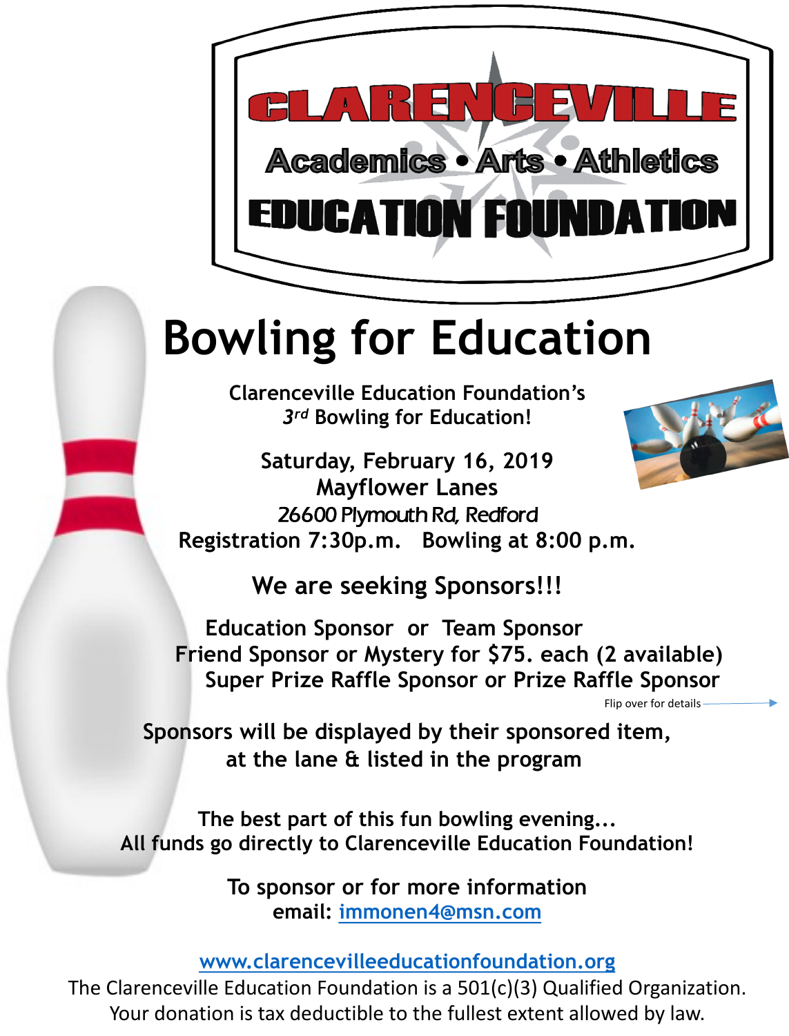# CLARENCEVILLE

**Academics • Arts • Athletics**

**EDUCATION FOUNDATION**

# Bowling for Education

**Clarenceville Education Foundation's**
***3rd*** **Bowling for Education!**

**Saturday, February 16, 2019**
**Mayflower Lanes**
*26600 Plymouth Rd, Redford*
**Registration 7:30p.m. Bowling at 8:00 p.m.**

## We are seeking Sponsors!!!

**Education Sponsor or Team Sponsor**
**Friend Sponsor or Mystery for $75. each (2 available)**
**Super Prize Raffle Sponsor or Prize Raffle Sponsor**

Flip over for details

**Sponsors will be displayed by their sponsored item, at the lane & listed in the program**

**The best part of this fun bowling evening...**
**All funds go directly to Clarenceville Education Foundation!**

**To sponsor or for more information**
**email: immonen4@msn.com**

**www.clarencevilleeducationfoundation.org**

The Clarenceville Education Foundation is a 501(c)(3) Qualified Organization.
Your donation is tax deductible to the fullest extent allowed by law.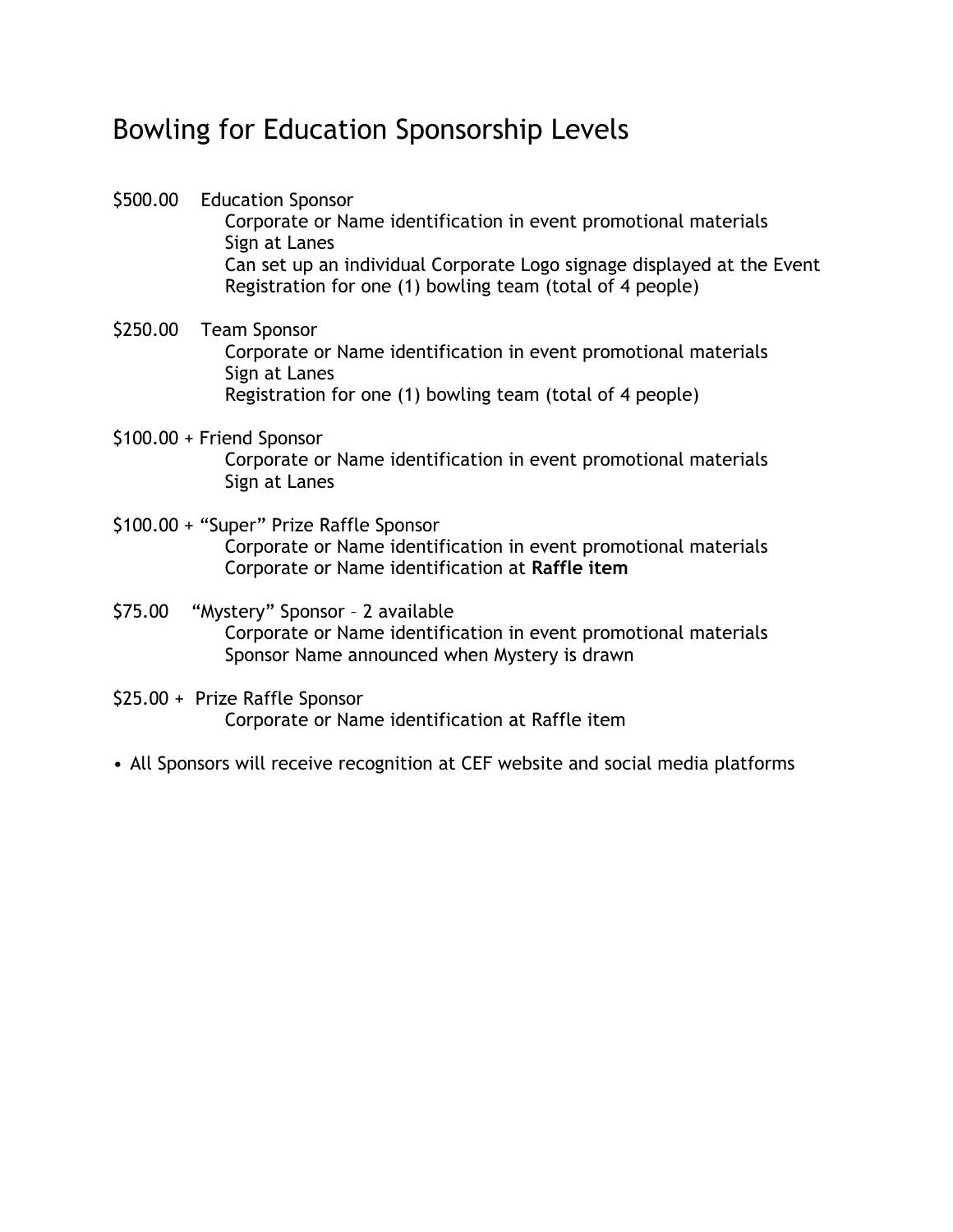# Bowling for Education Sponsorship Levels

$500.00 Education Sponsor

- Corporate or Name identification in event promotional materials
- Sign at Lanes
- Can set up an individual Corporate Logo signage displayed at the Event
- Registration for one (1) bowling team (total of 4 people)

$250.00 Team Sponsor

- Corporate or Name identification in event promotional materials
- Sign at Lanes
- Registration for one (1) bowling team (total of 4 people)

$100.00 + Friend Sponsor

- Corporate or Name identification in event promotional materials
- Sign at Lanes

$100.00 + "Super" Prize Raffle Sponsor

- Corporate or Name identification in event promotional materials
- Corporate or Name identification at **Raffle item**

$75.00 "Mystery" Sponsor – 2 available

- Corporate or Name identification in event promotional materials
- Sponsor Name announced when Mystery is drawn

$25.00 + Prize Raffle Sponsor

- Corporate or Name identification at Raffle item

• All Sponsors will receive recognition at CEF website and social media platforms